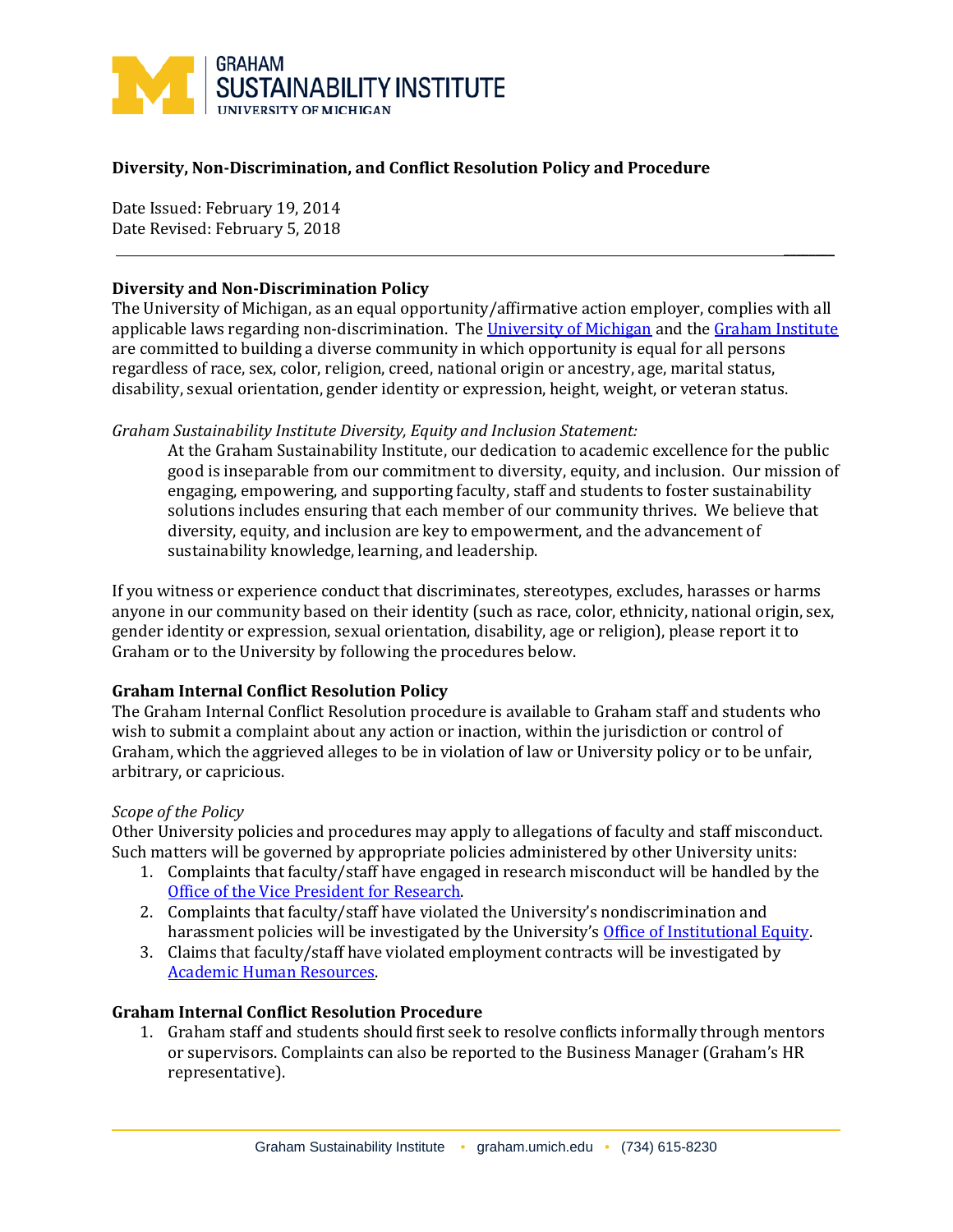GRAHAM SUSTAINABILITY INSTITUTE
UNIVERSITY OF MICHIGAN

**Diversity, Non-Discrimination, and Conflict Resolution Policy and Procedure**

Date Issued: February 19, 2014
Date Revised: February 5, 2018

---

**Diversity and Non-Discrimination Policy**

The University of Michigan, as an equal opportunity/affirmative action employer, complies with all applicable laws regarding non-discrimination. The University of Michigan and the Graham Institute are committed to building a diverse community in which opportunity is equal for all persons regardless of race, sex, color, religion, creed, national origin or ancestry, age, marital status, disability, sexual orientation, gender identity or expression, height, weight, or veteran status.

*Graham Sustainability Institute Diversity, Equity and Inclusion Statement:*

> At the Graham Sustainability Institute, our dedication to academic excellence for the public good is inseparable from our commitment to diversity, equity, and inclusion. Our mission of engaging, empowering, and supporting faculty, staff and students to foster sustainability solutions includes ensuring that each member of our community thrives. We believe that diversity, equity, and inclusion are key to empowerment, and the advancement of sustainability knowledge, learning, and leadership.

If you witness or experience conduct that discriminates, stereotypes, excludes, harasses or harms anyone in our community based on their identity (such as race, color, ethnicity, national origin, sex, gender identity or expression, sexual orientation, disability, age or religion), please report it to Graham or to the University by following the procedures below.

**Graham Internal Conflict Resolution Policy**

The Graham Internal Conflict Resolution procedure is available to Graham staff and students who wish to submit a complaint about any action or inaction, within the jurisdiction or control of Graham, which the aggrieved alleges to be in violation of law or University policy or to be unfair, arbitrary, or capricious.

*Scope of the Policy*

Other University policies and procedures may apply to allegations of faculty and staff misconduct. Such matters will be governed by appropriate policies administered by other University units:

1. Complaints that faculty/staff have engaged in research misconduct will be handled by the Office of the Vice President for Research.
2. Complaints that faculty/staff have violated the University's nondiscrimination and harassment policies will be investigated by the University's Office of Institutional Equity.
3. Claims that faculty/staff have violated employment contracts will be investigated by Academic Human Resources.

**Graham Internal Conflict Resolution Procedure**

1. Graham staff and students should first seek to resolve conflicts informally through mentors or supervisors. Complaints can also be reported to the Business Manager (Graham's HR representative).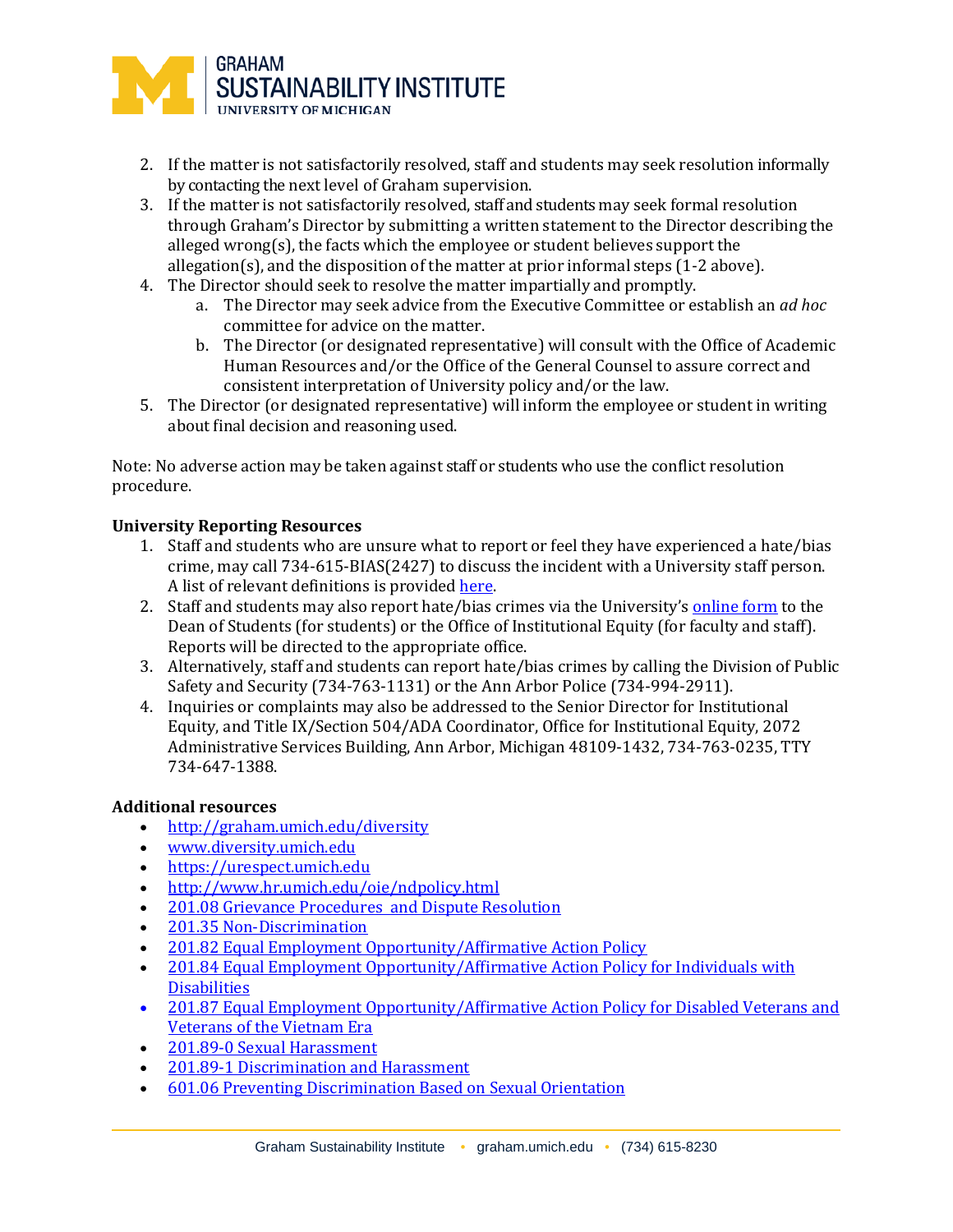2. If the matter is not satisfactorily resolved, staff and students may seek resolution informally by contacting the next level of Graham supervision.
3. If the matter is not satisfactorily resolved, staff and students may seek formal resolution through Graham's Director by submitting a written statement to the Director describing the alleged wrong(s), the facts which the employee or student believes support the allegation(s), and the disposition of the matter at prior informal steps (1-2 above).
4. The Director should seek to resolve the matter impartially and promptly.
   a. The Director may seek advice from the Executive Committee or establish an *ad hoc* committee for advice on the matter.
   b. The Director (or designated representative) will consult with the Office of Academic Human Resources and/or the Office of the General Counsel to assure correct and consistent interpretation of University policy and/or the law.
5. The Director (or designated representative) will inform the employee or student in writing about final decision and reasoning used.

Note: No adverse action may be taken against staff or students who use the conflict resolution procedure.

**University Reporting Resources**

1. Staff and students who are unsure what to report or feel they have experienced a hate/bias crime, may call 734-615-BIAS(2427) to discuss the incident with a University staff person. A list of relevant definitions is provided here.
2. Staff and students may also report hate/bias crimes via the University's online form to the Dean of Students (for students) or the Office of Institutional Equity (for faculty and staff). Reports will be directed to the appropriate office.
3. Alternatively, staff and students can report hate/bias crimes by calling the Division of Public Safety and Security (734-763-1131) or the Ann Arbor Police (734-994-2911).
4. Inquiries or complaints may also be addressed to the Senior Director for Institutional Equity, and Title IX/Section 504/ADA Coordinator, Office for Institutional Equity, 2072 Administrative Services Building, Ann Arbor, Michigan 48109-1432, 734-763-0235, TTY 734-647-1388.

**Additional resources**

- http://graham.umich.edu/diversity
- www.diversity.umich.edu
- https://urespect.umich.edu
- http://www.hr.umich.edu/oie/ndpolicy.html
- 201.08 Grievance Procedures and Dispute Resolution
- 201.35 Non-Discrimination
- 201.82 Equal Employment Opportunity/Affirmative Action Policy
- 201.84 Equal Employment Opportunity/Affirmative Action Policy for Individuals with Disabilities
- 201.87 Equal Employment Opportunity/Affirmative Action Policy for Disabled Veterans and Veterans of the Vietnam Era
- 201.89-0 Sexual Harassment
- 201.89-1 Discrimination and Harassment
- 601.06 Preventing Discrimination Based on Sexual Orientation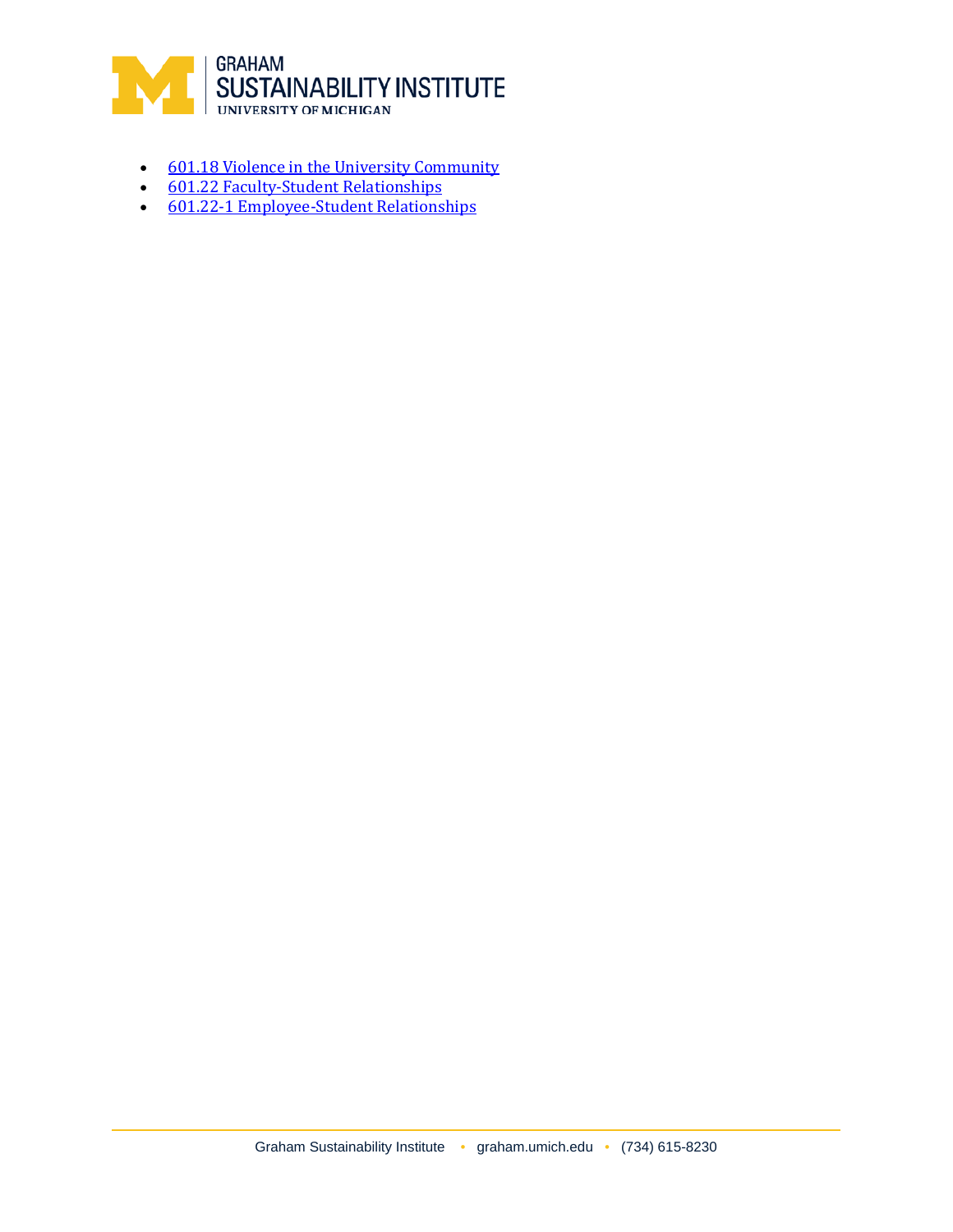- 601.18 Violence in the University Community
- 601.22 Faculty-Student Relationships
- 601.22-1 Employee-Student Relationships